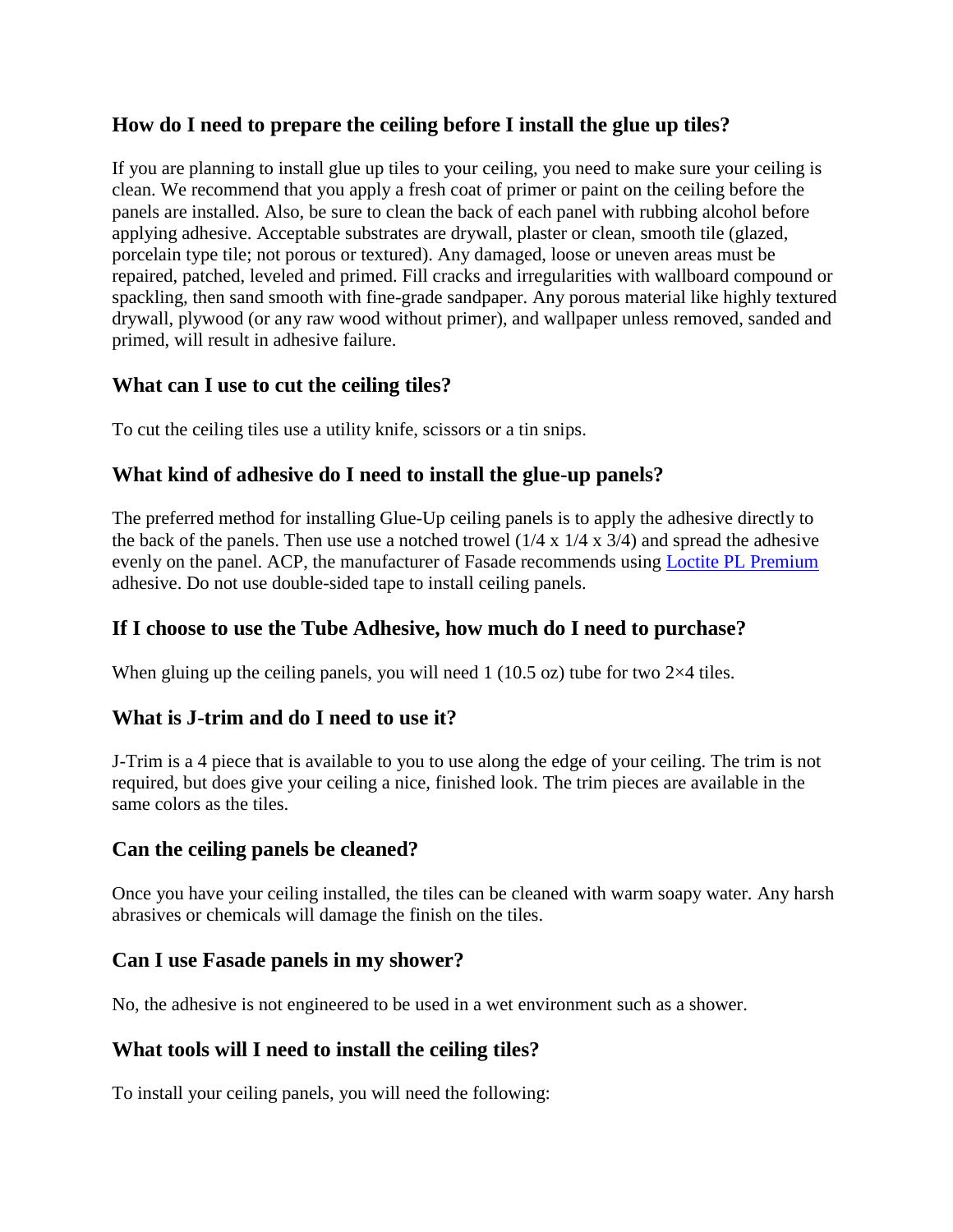### How do I need to prepare the ceiling before I install the glue up tiles?

If you are planning to install glue up tiles to your ceiling, you need to make sure your ceiling is clean. We recommend that you apply a fresh coat of primer or paint on the ceiling before the panels are installed. Also, be sure to clean the back of each panel with rubbing alcohol before applying adhesive. Acceptable substrates are drywall, plaster or clean, smooth tile (glazed, porcelain type tile; not porous or textured). Any damaged, loose or uneven areas must be repaired, patched, leveled and primed. Fill cracks and irregularities with wallboard compound or spackling, then sand smooth with fine-grade sandpaper. Any porous material like highly textured drywall, plywood (or any raw wood without primer), and wallpaper unless removed, sanded and primed, will result in adhesive failure.

### What can I use to cut the ceiling tiles?

To cut the ceiling tiles use a utility knife, scissors or a tin snips.

### What kind of adhesive do I need to install the glue-up panels?

The preferred method for installing Glue-Up ceiling panels is to apply the adhesive directly to the back of the panels. Then use use a notched trowel (1/4 x 1/4 x 3/4) and spread the adhesive evenly on the panel. ACP, the manufacturer of Fasade recommends using Loctite PL Premium adhesive. Do not use double-sided tape to install ceiling panels.

### If I choose to use the Tube Adhesive, how much do I need to purchase?

When gluing up the ceiling panels, you will need 1 (10.5 oz) tube for two 2×4 tiles.

### What is J-trim and do I need to use it?

J-Trim is a 4 piece that is available to you to use along the edge of your ceiling. The trim is not required, but does give your ceiling a nice, finished look. The trim pieces are available in the same colors as the tiles.

### Can the ceiling panels be cleaned?

Once you have your ceiling installed, the tiles can be cleaned with warm soapy water. Any harsh abrasives or chemicals will damage the finish on the tiles.

### Can I use Fasade panels in my shower?

No, the adhesive is not engineered to be used in a wet environment such as a shower.

### What tools will I need to install the ceiling tiles?

To install your ceiling panels, you will need the following: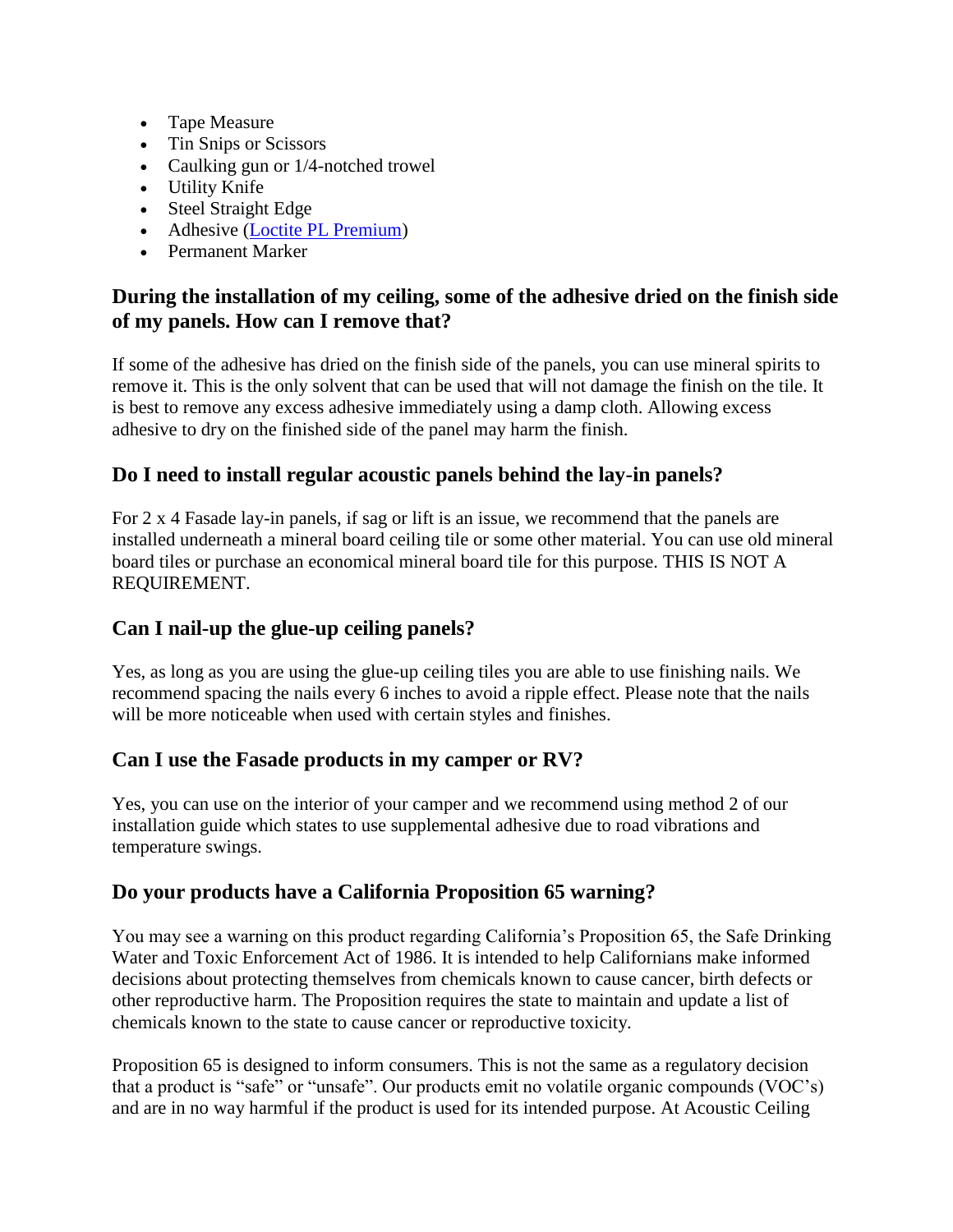- Tape Measure
- Tin Snips or Scissors
- Caulking gun or 1/4-notched trowel
- Utility Knife
- Steel Straight Edge
- Adhesive (Loctite PL Premium)
- Permanent Marker

### During the installation of my ceiling, some of the adhesive dried on the finish side of my panels. How can I remove that?

If some of the adhesive has dried on the finish side of the panels, you can use mineral spirits to remove it. This is the only solvent that can be used that will not damage the finish on the tile. It is best to remove any excess adhesive immediately using a damp cloth. Allowing excess adhesive to dry on the finished side of the panel may harm the finish.

### Do I need to install regular acoustic panels behind the lay-in panels?

For 2 x 4 Fasade lay-in panels, if sag or lift is an issue, we recommend that the panels are installed underneath a mineral board ceiling tile or some other material. You can use old mineral board tiles or purchase an economical mineral board tile for this purpose. THIS IS NOT A REQUIREMENT.

### Can I nail-up the glue-up ceiling panels?

Yes, as long as you are using the glue-up ceiling tiles you are able to use finishing nails. We recommend spacing the nails every 6 inches to avoid a ripple effect. Please note that the nails will be more noticeable when used with certain styles and finishes.

### Can I use the Fasade products in my camper or RV?

Yes, you can use on the interior of your camper and we recommend using method 2 of our installation guide which states to use supplemental adhesive due to road vibrations and temperature swings.

### Do your products have a California Proposition 65 warning?

You may see a warning on this product regarding California's Proposition 65, the Safe Drinking Water and Toxic Enforcement Act of 1986. It is intended to help Californians make informed decisions about protecting themselves from chemicals known to cause cancer, birth defects or other reproductive harm. The Proposition requires the state to maintain and update a list of chemicals known to the state to cause cancer or reproductive toxicity.

Proposition 65 is designed to inform consumers. This is not the same as a regulatory decision that a product is "safe" or "unsafe". Our products emit no volatile organic compounds (VOC's) and are in no way harmful if the product is used for its intended purpose. At Acoustic Ceiling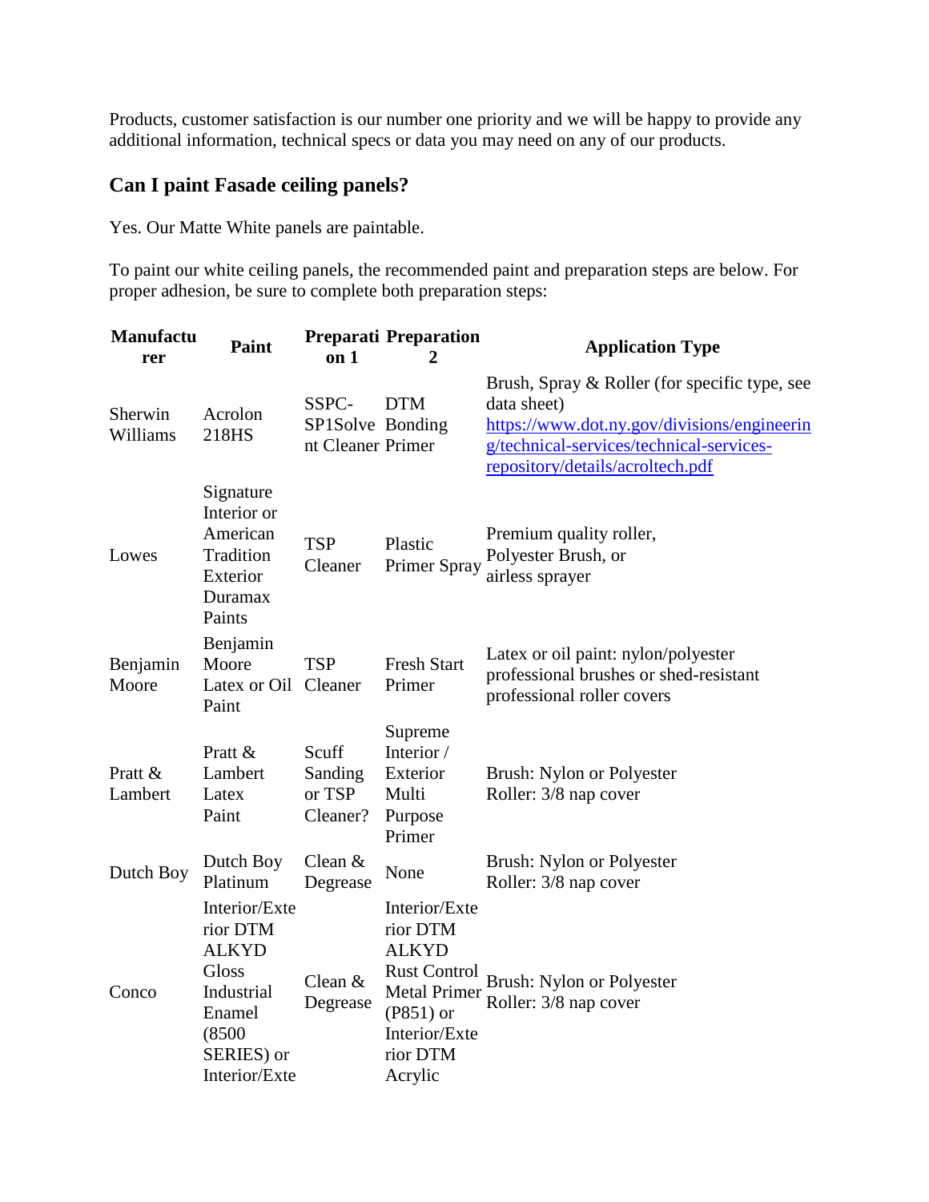Products, customer satisfaction is our number one priority and we will be happy to provide any additional information, technical specs or data you may need on any of our products.

## Can I paint Fasade ceiling panels?

Yes. Our Matte White panels are paintable.

To paint our white ceiling panels, the recommended paint and preparation steps are below. For proper adhesion, be sure to complete both preparation steps:

| Manufacturer | Paint | Preparation 1 | Preparation 2 | Application Type |
|---|---|---|---|---|
| Sherwin Williams | Acrolon 218HS | SSPC-SP1Solvent Cleaner | DTM Bonding Primer | Brush, Spray & Roller (for specific type, see data sheet) [https://www.dot.ny.gov/divisions/engineering/technical-services/technical-services-repository/details/acroltech.pdf](https://www.dot.ny.gov/divisions/engineering/technical-services/technical-services-repository/details/acroltech.pdf) |
| Lowes | Signature Interior or American Tradition Exterior Duramax Paints | TSP Cleaner | Plastic Primer Spray | Premium quality roller, Polyester Brush, or airless sprayer |
| Benjamin Moore | Benjamin Moore Latex or Oil Paint | TSP Cleaner | Fresh Start Primer | Latex or oil paint: nylon/polyester professional brushes or shed-resistant professional roller covers |
| Pratt & Lambert | Pratt & Lambert Latex Paint | Scuff Sanding or TSP Cleaner? | Supreme Interior / Exterior Multi Purpose Primer | Brush: Nylon or Polyester Roller: 3/8 nap cover |
| Dutch Boy | Dutch Boy Platinum | Clean & Degrease | None | Brush: Nylon or Polyester Roller: 3/8 nap cover |
| Conco | Interior/Exterior DTM ALKYD Gloss Industrial Enamel (8500 SERIES) or Interior/Exte | Clean & Degrease | Interior/Exterior DTM ALKYD Rust Control Metal Primer (P851) or Interior/Exterior DTM Acrylic | Brush: Nylon or Polyester Roller: 3/8 nap cover |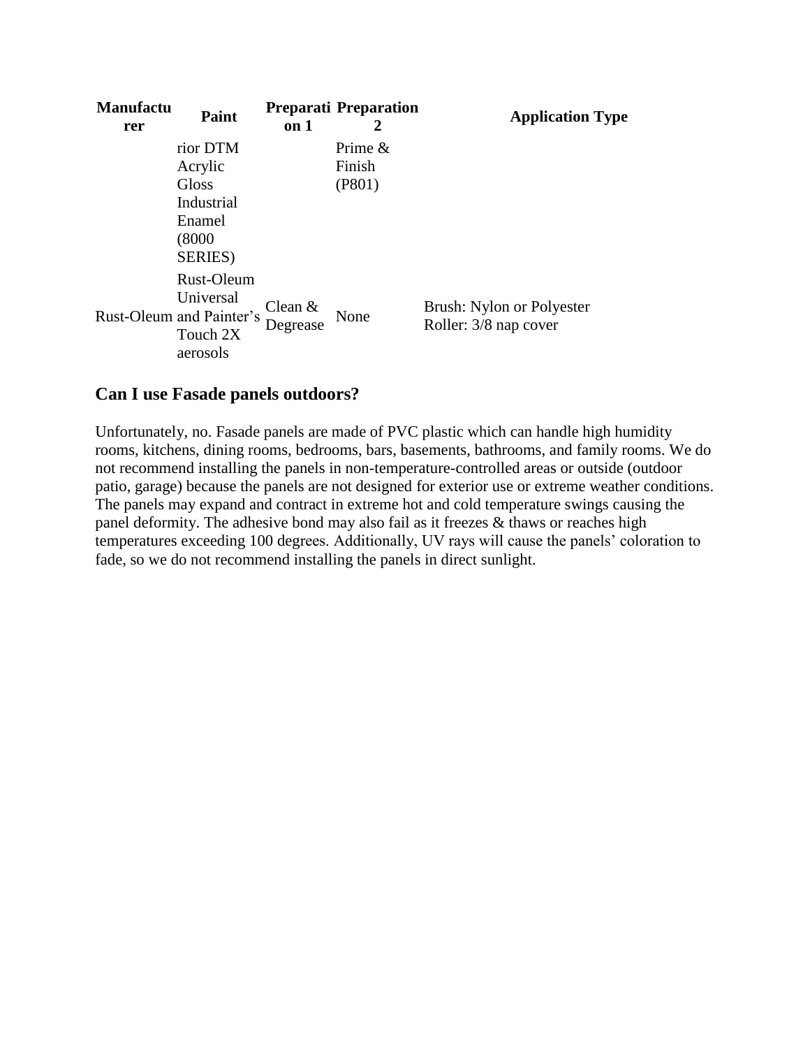| Manufacturer | Paint | Preparation 1 | Preparation 2 | Application Type |
| --- | --- | --- | --- | --- |
| | rior DTM Acrylic Gloss Industrial Enamel (8000 SERIES) | | Prime & Finish (P801) | |
| Rust-Oleum | Rust-Oleum Universal and Painter's Touch 2X aerosols | Clean & Degrease | None | Brush: Nylon or Polyester Roller: 3/8 nap cover |

## Can I use Fasade panels outdoors?

Unfortunately, no. Fasade panels are made of PVC plastic which can handle high humidity rooms, kitchens, dining rooms, bedrooms, bars, basements, bathrooms, and family rooms. We do not recommend installing the panels in non-temperature-controlled areas or outside (outdoor patio, garage) because the panels are not designed for exterior use or extreme weather conditions. The panels may expand and contract in extreme hot and cold temperature swings causing the panel deformity. The adhesive bond may also fail as it freezes & thaws or reaches high temperatures exceeding 100 degrees. Additionally, UV rays will cause the panels' coloration to fade, so we do not recommend installing the panels in direct sunlight.